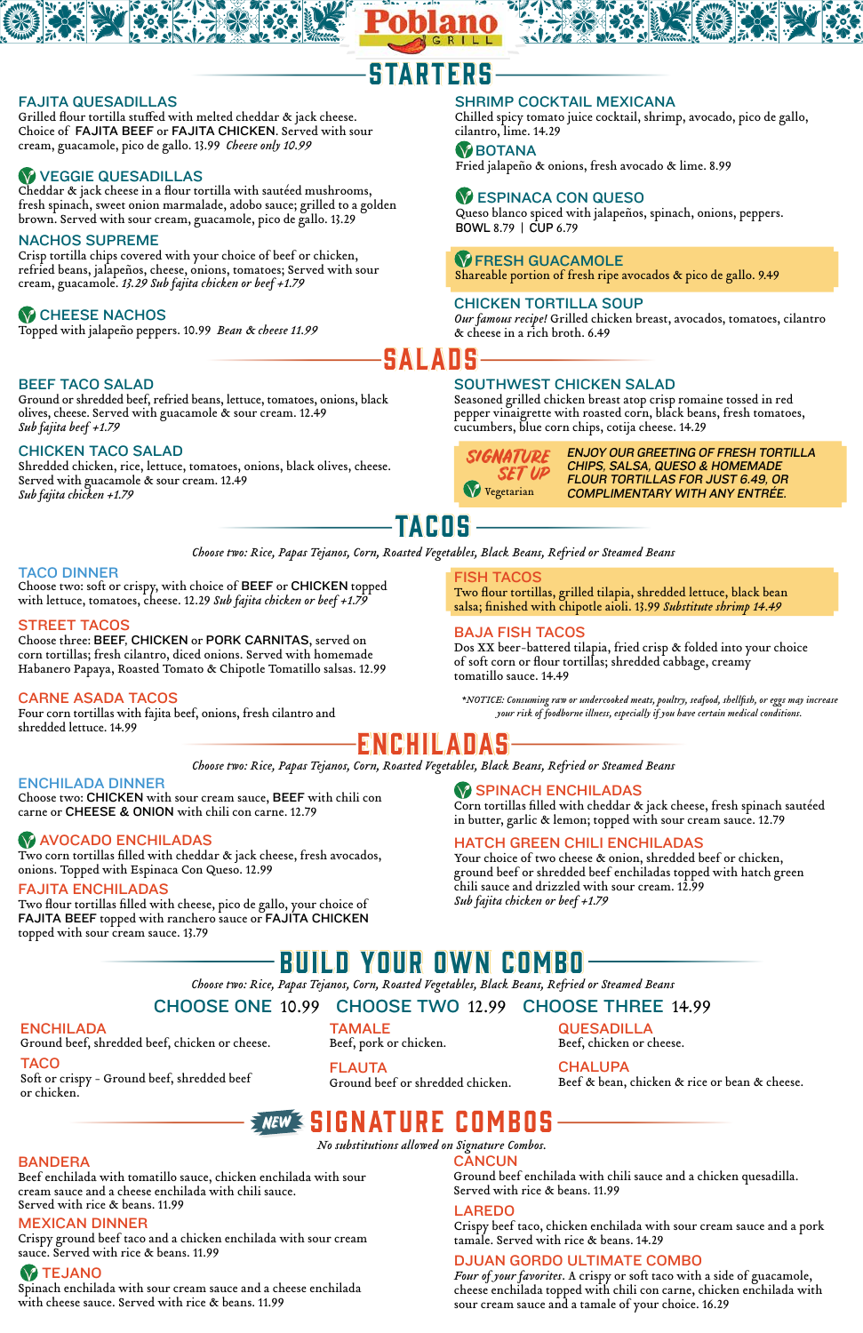# Poblano GRILL

## STARTERS

### FAJITA QUESADILLAS
Grilled flour tortilla stuffed with melted cheddar & jack cheese. Choice of **FAJITA BEEF** or **FAJITA CHICKEN**. Served with sour cream, guacamole, pico de gallo. 13.99 *Cheese only 10.99*

### VEGGIE QUESADILLAS
Cheddar & jack cheese in a flour tortilla with sautéed mushrooms, fresh spinach, sweet onion marmalade, adobo sauce; grilled to a golden brown. Served with sour cream, guacamole, pico de gallo. 13.29

### NACHOS SUPREME
Crisp tortilla chips covered with your choice of beef or chicken, refried beans, jalapeños, cheese, onions, tomatoes; Served with sour cream, guacamole. *13.29 Sub fajita chicken or beef +1.79*

### CHEESE NACHOS
Topped with jalapeño peppers. 10.99 *Bean & cheese 11.99*

### SHRIMP COCKTAIL MEXICANA
Chilled spicy tomato juice cocktail, shrimp, avocado, pico de gallo, cilantro, lime. 14.29

### BOTANA
Fried jalapeño & onions, fresh avocado & lime. 8.99

### ESPINACA CON QUESO
Queso blanco spiced with jalapeños, spinach, onions, peppers. BOWL 8.79 | CUP 6.79

### FRESH GUACAMOLE
Shareable portion of fresh ripe avocados & pico de gallo. 9.49

### CHICKEN TORTILLA SOUP
*Our famous recipe!* Grilled chicken breast, avocados, tomatoes, cilantro & cheese in a rich broth. 6.49

## SALADS

### BEEF TACO SALAD
Ground or shredded beef, refried beans, lettuce, tomatoes, onions, black olives, cheese. Served with guacamole & sour cream. 12.49
*Sub fajita beef +1.79*

### CHICKEN TACO SALAD
Shredded chicken, rice, lettuce, tomatoes, onions, black olives, cheese. Served with guacamole & sour cream. 12.49
*Sub fajita chicken +1.79*

### SOUTHWEST CHICKEN SALAD
Seasoned grilled chicken breast atop crisp romaine tossed in red pepper vinaigrette with roasted corn, black beans, fresh tomatoes, cucumbers, blue corn chips, cotija cheese. 14.29

**SIGNATURE SET UP** — Vegetarian

***ENJOY OUR GREETING OF FRESH TORTILLA CHIPS, SALSA, QUESO & HOMEMADE FLOUR TORTILLAS FOR JUST 6.49, OR COMPLIMENTARY WITH ANY ENTRÉE.***

## TACOS

*Choose two: Rice, Papas Tejanos, Corn, Roasted Vegetables, Black Beans, Refried or Steamed Beans*

### TACO DINNER
Choose two: soft or crispy, with choice of **BEEF** or **CHICKEN** topped with lettuce, tomatoes, cheese. 12.29 *Sub fajita chicken or beef +1.79*

### STREET TACOS
Choose three: **BEEF**, **CHICKEN** or **PORK CARNITAS**, served on corn tortillas; fresh cilantro, diced onions. Served with homemade Habanero Papaya, Roasted Tomato & Chipotle Tomatillo salsas. 12.99

### CARNE ASADA TACOS
Four corn tortillas with fajita beef, onions, fresh cilantro and shredded lettuce. 14.99

### FISH TACOS
Two flour tortillas, grilled tilapia, shredded lettuce, black bean salsa; finished with chipotle aioli. 13.99 *Substitute shrimp 14.49*

### BAJA FISH TACOS
Dos XX beer-battered tilapia, fried crisp & folded into your choice of soft corn or flour tortillas; shredded cabbage, creamy tomatillo sauce. 14.49

*\*NOTICE: Consuming raw or undercooked meats, poultry, seafood, shellfish, or eggs may increase your risk of foodborne illness, especially if you have certain medical conditions.*

## ENCHILADAS

*Choose two: Rice, Papas Tejanos, Corn, Roasted Vegetables, Black Beans, Refried or Steamed Beans*

### ENCHILADA DINNER
Choose two: **CHICKEN** with sour cream sauce, **BEEF** with chili con carne or **CHEESE & ONION** with chili con carne. 12.79

### AVOCADO ENCHILADAS
Two corn tortillas filled with cheddar & jack cheese, fresh avocados, onions. Topped with Espinaca Con Queso. 12.99

### FAJITA ENCHILADAS
Two flour tortillas filled with cheese, pico de gallo, your choice of **FAJITA BEEF** topped with ranchero sauce or **FAJITA CHICKEN** topped with sour cream sauce. 13.79

### SPINACH ENCHILADAS
Corn tortillas filled with cheddar & jack cheese, fresh spinach sautéed in butter, garlic & lemon; topped with sour cream sauce. 12.79

### HATCH GREEN CHILI ENCHILADAS
Your choice of two cheese & onion, shredded beef or chicken, ground beef or shredded beef enchiladas topped with hatch green chili sauce and drizzled with sour cream. 12.99
*Sub fajita chicken or beef +1.79*

## BUILD YOUR OWN COMBO

*Choose two: Rice, Papas Tejanos, Corn, Roasted Vegetables, Black Beans, Refried or Steamed Beans*

**CHOOSE ONE** 10.99 **CHOOSE TWO** 12.99 **CHOOSE THREE** 14.99

### ENCHILADA
Ground beef, shredded beef, chicken or cheese.

### TACO
Soft or crispy - Ground beef, shredded beef or chicken.

### TAMALE
Beef, pork or chicken.

### FLAUTA
Ground beef or shredded chicken.

### QUESADILLA
Beef, chicken or cheese.

### CHALUPA
Beef & bean, chicken & rice or bean & cheese.

## NEW SIGNATURE COMBOS

*No substitutions allowed on Signature Combos.*

### BANDERA
Beef enchilada with tomatillo sauce, chicken enchilada with sour cream sauce and a cheese enchilada with chili sauce.
Served with rice & beans. 11.99

### MEXICAN DINNER
Crispy ground beef taco and a chicken enchilada with sour cream sauce. Served with rice & beans. 11.99

### TEJANO
Spinach enchilada with sour cream sauce and a cheese enchilada with cheese sauce. Served with rice & beans. 11.99

### CANCUN
Ground beef enchilada with chili sauce and a chicken quesadilla.
Served with rice & beans. 11.99

### LAREDO
Crispy beef taco, chicken enchilada with sour cream sauce and a pork tamale. Served with rice & beans. 14.29

### DJUAN GORDO ULTIMATE COMBO
*Four of your favorites.* A crispy or soft taco with a side of guacamole, cheese enchilada topped with chili con carne, chicken enchilada with sour cream sauce and a tamale of your choice. 16.29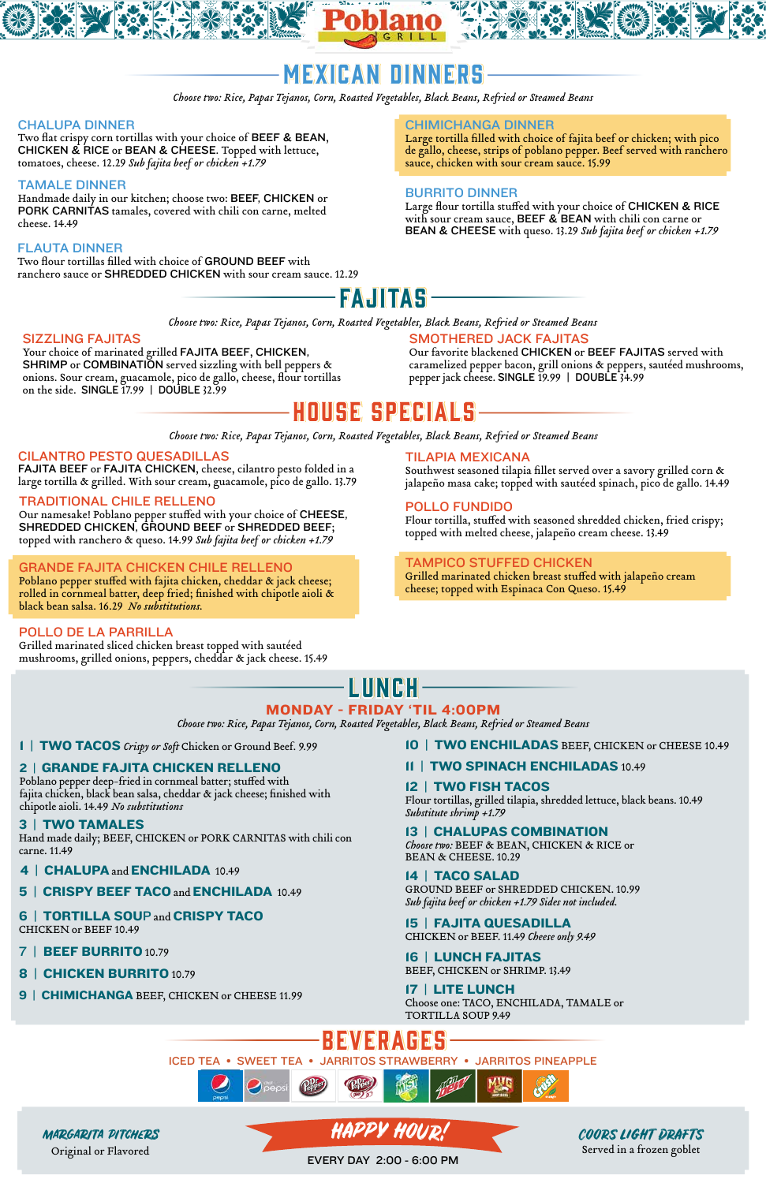# Poblano GRILL

## MEXICAN DINNERS

*Choose two: Rice, Papas Tejanos, Corn, Roasted Vegetables, Black Beans, Refried or Steamed Beans*

### CHALUPA DINNER
Two flat crispy corn tortillas with your choice of **BEEF & BEAN, CHICKEN & RICE** or **BEAN & CHEESE**. Topped with lettuce, tomatoes, cheese. 12.29 *Sub fajita beef or chicken +1.79*

### TAMALE DINNER
Handmade daily in our kitchen; choose two: **BEEF, CHICKEN** or **PORK CARNITAS** tamales, covered with chili con carne, melted cheese. 14.49

### FLAUTA DINNER
Two flour tortillas filled with choice of **GROUND BEEF** with ranchero sauce or **SHREDDED CHICKEN** with sour cream sauce. 12.29

### CHIMICHANGA DINNER
Large tortilla filled with choice of fajita beef or chicken; with pico de gallo, cheese, strips of poblano pepper. Beef served with ranchero sauce, chicken with sour cream sauce. 15.99

### BURRITO DINNER
Large flour tortilla stuffed with your choice of **CHICKEN & RICE** with sour cream sauce, **BEEF & BEAN** with chili con carne or **BEAN & CHEESE** with queso. 13.29 *Sub fajita beef or chicken +1.79*

## FAJITAS

*Choose two: Rice, Papas Tejanos, Corn, Roasted Vegetables, Black Beans, Refried or Steamed Beans*

### SIZZLING FAJITAS
Your choice of marinated grilled **FAJITA BEEF, CHICKEN, SHRIMP** or **COMBINATION** served sizzling with bell peppers & onions. Sour cream, guacamole, pico de gallo, cheese, flour tortillas on the side. **SINGLE** 17.99 | **DOUBLE** 32.99

### SMOTHERED JACK FAJITAS
Our favorite blackened **CHICKEN** or **BEEF FAJITAS** served with caramelized pepper bacon, grill onions & peppers, sautéed mushrooms, pepper jack cheese. **SINGLE** 19.99 | **DOUBLE** 34.99

## HOUSE SPECIALS

*Choose two: Rice, Papas Tejanos, Corn, Roasted Vegetables, Black Beans, Refried or Steamed Beans*

### CILANTRO PESTO QUESADILLAS
**FAJITA BEEF** or **FAJITA CHICKEN**, cheese, cilantro pesto folded in a large tortilla & grilled. With sour cream, guacamole, pico de gallo. 13.79

### TRADITIONAL CHILE RELLENO
Our namesake! Poblano pepper stuffed with your choice of **CHEESE, SHREDDED CHICKEN, GROUND BEEF** or **SHREDDED BEEF**; topped with ranchero & queso. 14.99 *Sub fajita beef or chicken +1.79*

### GRANDE FAJITA CHICKEN CHILE RELLENO
Poblano pepper stuffed with fajita chicken, cheddar & jack cheese; rolled in cornmeal batter, deep fried; finished with chipotle aioli & black bean salsa. 16.29 *No substitutions.*

### POLLO DE LA PARRILLA
Grilled marinated sliced chicken breast topped with sautéed mushrooms, grilled onions, peppers, cheddar & jack cheese. 15.49

### TILAPIA MEXICANA
Southwest seasoned tilapia fillet served over a savory grilled corn & jalapeño masa cake; topped with sautéed spinach, pico de gallo. 14.49

### POLLO FUNDIDO
Flour tortilla, stuffed with seasoned shredded chicken, fried crispy; topped with melted cheese, jalapeño cream cheese. 13.49

### TAMPICO STUFFED CHICKEN
Grilled marinated chicken breast stuffed with jalapeño cream cheese; topped with Espinaca Con Queso. 15.49

## LUNCH

**MONDAY - FRIDAY 'TIL 4:00PM**

*Choose two: Rice, Papas Tejanos, Corn, Roasted Vegetables, Black Beans, Refried or Steamed Beans*

1 | **TWO TACOS** *Crispy or Soft* Chicken or Ground Beef. 9.99

2 | **GRANDE FAJITA CHICKEN RELLENO**
Poblano pepper deep-fried in cornmeal batter; stuffed with fajita chicken, black bean salsa, cheddar & jack cheese; finished with chipotle aioli. 14.49 *No substitutions*

3 | **TWO TAMALES**
Hand made daily; BEEF, CHICKEN or PORK CARNITAS with chili con carne. 11.49

4 | **CHALUPA** and **ENCHILADA** 10.49

5 | **CRISPY BEEF TACO** and **ENCHILADA** 10.49

6 | **TORTILLA SOUP** and **CRISPY TACO**
CHICKEN or BEEF 10.49

7 | **BEEF BURRITO** 10.79

8 | **CHICKEN BURRITO** 10.79

9 | **CHIMICHANGA** BEEF, CHICKEN or CHEESE 11.99

10 | **TWO ENCHILADAS** BEEF, CHICKEN or CHEESE 10.49

11 | **TWO SPINACH ENCHILADAS** 10.49

12 | **TWO FISH TACOS**
Flour tortillas, grilled tilapia, shredded lettuce, black beans. 10.49
*Substitute shrimp +1.79*

13 | **CHALUPAS COMBINATION**
*Choose two:* BEEF & BEAN, CHICKEN & RICE or BEAN & CHEESE. 10.29

14 | **TACO SALAD**
GROUND BEEF or SHREDDED CHICKEN. 10.99
*Sub fajita beef or chicken +1.79 Sides not included.*

15 | **FAJITA QUESADILLA**
CHICKEN or BEEF. 11.49 *Cheese only 9.49*

16 | **LUNCH FAJITAS**
BEEF, CHICKEN or SHRIMP. 13.49

17 | **LITE LUNCH**
Choose one: TACO, ENCHILADA, TAMALE or TORTILLA SOUP 9.49

## BEVERAGES

ICED TEA • SWEET TEA • JARRITOS STRAWBERRY • JARRITOS PINEAPPLE

**MARGARITA PITCHERS**
Original or Flavored

## HAPPY HOUR!
EVERY DAY 2:00 - 6:00 PM

**COORS LIGHT DRAFTS**
Served in a frozen goblet